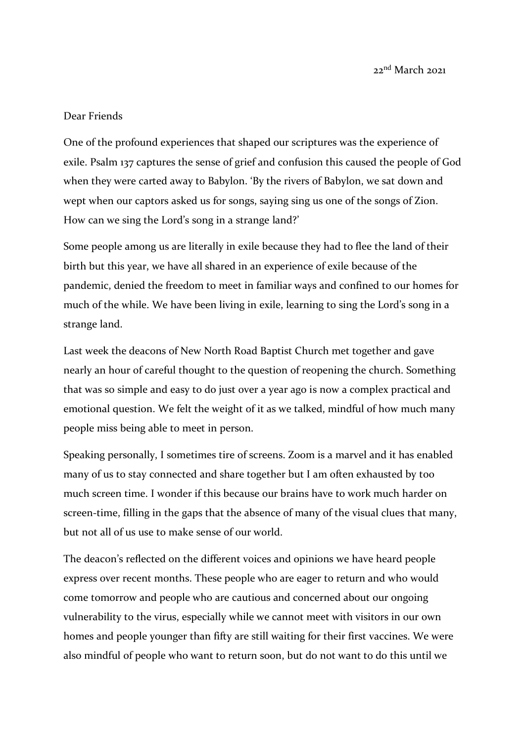22nd March 2021

Dear Friends

One of the profound experiences that shaped our scriptures was the experience of exile. Psalm 137 captures the sense of grief and confusion this caused the people of God when they were carted away to Babylon. 'By the rivers of Babylon, we sat down and wept when our captors asked us for songs, saying sing us one of the songs of Zion. How can we sing the Lord's song in a strange land?'

Some people among us are literally in exile because they had to flee the land of their birth but this year, we have all shared in an experience of exile because of the pandemic, denied the freedom to meet in familiar ways and confined to our homes for much of the while. We have been living in exile, learning to sing the Lord's song in a strange land.

Last week the deacons of New North Road Baptist Church met together and gave nearly an hour of careful thought to the question of reopening the church. Something that was so simple and easy to do just over a year ago is now a complex practical and emotional question. We felt the weight of it as we talked, mindful of how much many people miss being able to meet in person.

Speaking personally, I sometimes tire of screens. Zoom is a marvel and it has enabled many of us to stay connected and share together but I am often exhausted by too much screen time. I wonder if this because our brains have to work much harder on screen-time, filling in the gaps that the absence of many of the visual clues that many, but not all of us use to make sense of our world.

The deacon's reflected on the different voices and opinions we have heard people express over recent months. These people who are eager to return and who would come tomorrow and people who are cautious and concerned about our ongoing vulnerability to the virus, especially while we cannot meet with visitors in our own homes and people younger than fifty are still waiting for their first vaccines. We were also mindful of people who want to return soon, but do not want to do this until we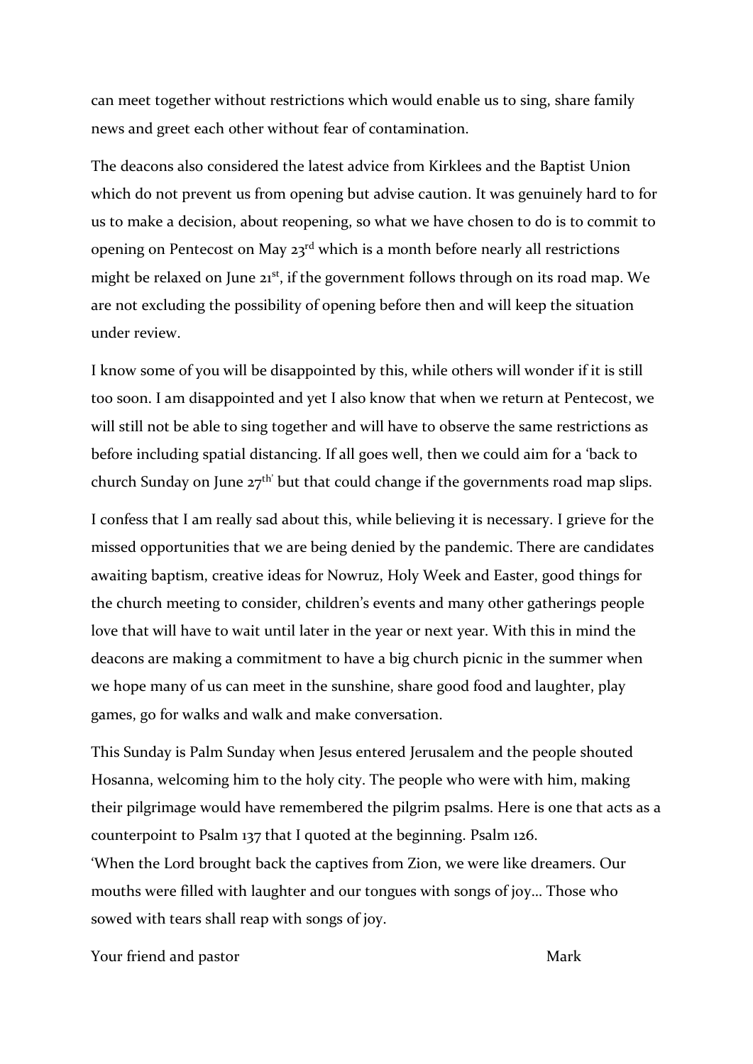can meet together without restrictions which would enable us to sing, share family news and greet each other without fear of contamination.

The deacons also considered the latest advice from Kirklees and the Baptist Union which do not prevent us from opening but advise caution. It was genuinely hard to for us to make a decision, about reopening, so what we have chosen to do is to commit to opening on Pentecost on May 23rd which is a month before nearly all restrictions might be relaxed on June 21st, if the government follows through on its road map. We are not excluding the possibility of opening before then and will keep the situation under review.

I know some of you will be disappointed by this, while others will wonder if it is still too soon. I am disappointed and yet I also know that when we return at Pentecost, we will still not be able to sing together and will have to observe the same restrictions as before including spatial distancing. If all goes well, then we could aim for a 'back to church Sunday on June 27th' but that could change if the governments road map slips.

I confess that I am really sad about this, while believing it is necessary. I grieve for the missed opportunities that we are being denied by the pandemic. There are candidates awaiting baptism, creative ideas for Nowruz, Holy Week and Easter, good things for the church meeting to consider, children's events and many other gatherings people love that will have to wait until later in the year or next year. With this in mind the deacons are making a commitment to have a big church picnic in the summer when we hope many of us can meet in the sunshine, share good food and laughter, play games, go for walks and walk and make conversation.

This Sunday is Palm Sunday when Jesus entered Jerusalem and the people shouted Hosanna, welcoming him to the holy city. The people who were with him, making their pilgrimage would have remembered the pilgrim psalms. Here is one that acts as a counterpoint to Psalm 137 that I quoted at the beginning. Psalm 126.
'When the Lord brought back the captives from Zion, we were like dreamers. Our mouths were filled with laughter and our tongues with songs of joy… Those who sowed with tears shall reap with songs of joy.

Your friend and pastor Mark